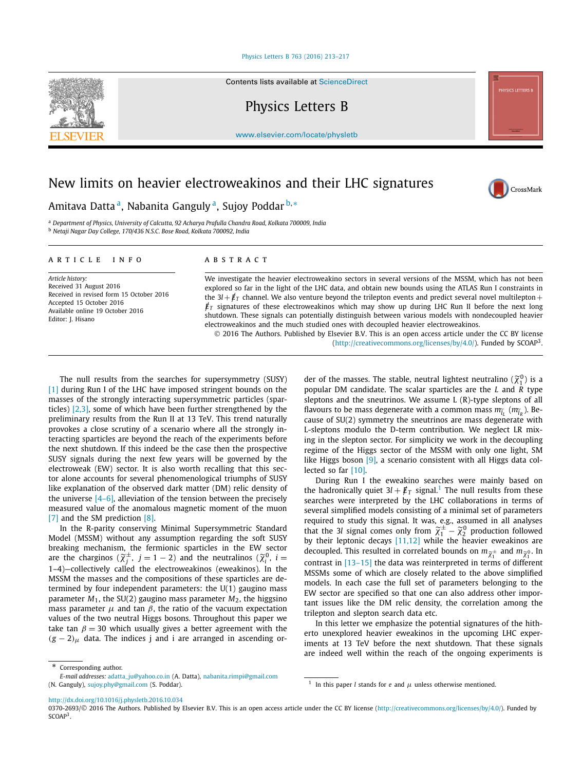# New limits on heavier electroweakinos and their LHC signatures

Amitava Datta [a], Nabanita Ganguly [a], Sujoy Poddar [b,*]

[a] Department of Physics, University of Calcutta, 92 Acharya Prafulla Chandra Road, Kolkata 700009, India

[b] Netaji Nagar Day College, 170/436 N.S.C. Bose Road, Kolkata 700092, India

**ARTICLE INFO**

*Article history:*
Received 31 August 2016
Received in revised form 15 October 2016
Accepted 15 October 2016
Available online 19 October 2016
Editor: J. Hisano

**ABSTRACT**

We investigate the heavier electroweakino sectors in several versions of the MSSM, which has not been explored so far in the light of the LHC data, and obtain new bounds using the ATLAS Run I constraints in the $3l + \not{E}_T$ channel. We also venture beyond the trilepton events and predict several novel multilepton + $\not{E}_T$ signatures of these electroweakinos which may show up during LHC Run II before the next long shutdown. These signals can potentially distinguish between various models with nondecoupled heavier electroweakinos and the much studied ones with decoupled heavier electroweakinos.

© 2016 The Authors. Published by Elsevier B.V. This is an open access article under the CC BY license (http://creativecommons.org/licenses/by/4.0/). Funded by SCOAP[3].

The null results from the searches for supersymmetry (SUSY) [1] during Run I of the LHC have imposed stringent bounds on the masses of the strongly interacting supersymmetric particles (sparticles) [2,3], some of which have been further strengthened by the preliminary results from the Run II at 13 TeV. This trend naturally provokes a close scrutiny of a scenario where all the strongly interacting sparticles are beyond the reach of the experiments before the next shutdown. If this indeed be the case then the prospective SUSY signals during the next few years will be governed by the electroweak (EW) sector. It is also worth recalling that this sector alone accounts for several phenomenological triumphs of SUSY like explanation of the observed dark matter (DM) relic density of the universe [4–6], alleviation of the tension between the precisely measured value of the anomalous magnetic moment of the muon [7] and the SM prediction [8].

In the R-parity conserving Minimal Supersymmetric Standard Model (MSSM) without any assumption regarding the soft SUSY breaking mechanism, the fermionic sparticles in the EW sector are the charginos ($\tilde{\chi}_j^{\pm}$, $j = 1 - 2$) and the neutralinos ($\tilde{\chi}_i^0$, $i = 1$–$4$)—collectively called the electroweakinos (eweakinos). In the MSSM the masses and the compositions of these sparticles are determined by four independent parameters: the U(1) gaugino mass parameter $M_1$, the SU(2) gaugino mass parameter $M_2$, the higgsino mass parameter $\mu$ and $\tan\beta$, the ratio of the vacuum expectation values of the two neutral Higgs bosons. Throughout this paper we take $\tan\beta = 30$ which usually gives a better agreement with the $(g-2)_\mu$ data. The indices j and i are arranged in ascending order of the masses. The stable, neutral lightest neutralino ($\tilde{\chi}_1^0$) is a popular DM candidate. The scalar sparticles are the $L$ and $R$ type sleptons and the sneutrinos. We assume L (R)-type sleptons of all flavours to be mass degenerate with a common mass $m_{\tilde{l}_L}$ ($m_{\tilde{l}_R}$). Because of SU(2) symmetry the sneutrinos are mass degenerate with L-sleptons modulo the D-term contribution. We neglect LR mixing in the slepton sector. For simplicity we work in the decoupling regime of the Higgs sector of the MSSM with only one light, SM like Higgs boson [9], a scenario consistent with all Higgs data collected so far [10].

During Run I the eweakino searches were mainly based on the hadronically quiet $3l + \not{E}_T$ signal.[1] The null results from these searches were interpreted by the LHC collaborations in terms of several simplified models consisting of a minimal set of parameters required to study this signal. It was, e.g., assumed in all analyses that the $3l$ signal comes only from $\tilde{\chi}_1^{\pm} - \tilde{\chi}_2^0$ production followed by their leptonic decays [11,12] while the heavier eweakinos are decoupled. This resulted in correlated bounds on $m_{\tilde{\chi}_1^{\pm}}$ and $m_{\tilde{\chi}_1^0}$. In contrast in [13–15] the data was reinterpreted in terms of different MSSMs some of which are closely related to the above simplified models. In each case the full set of parameters belonging to the EW sector are specified so that one can also address other important issues like the DM relic density, the correlation among the trilepton and slepton search data etc.

In this letter we emphasize the potential signatures of the hitherto unexplored heavier eweakinos in the upcoming LHC experiments at 13 TeV before the next shutdown. That these signals are indeed well within the reach of the ongoing experiments is

\* Corresponding author.
*E-mail addresses:* adatta_ju@yahoo.co.in (A. Datta), nabanita.rimpi@gmail.com (N. Ganguly), sujoy.phy@gmail.com (S. Poddar).

[1] In this paper $l$ stands for $e$ and $\mu$ unless otherwise mentioned.

http://dx.doi.org/10.1016/j.physletb.2016.10.034
0370-2693/© 2016 The Authors. Published by Elsevier B.V. This is an open access article under the CC BY license (http://creativecommons.org/licenses/by/4.0/). Funded by SCOAP[3].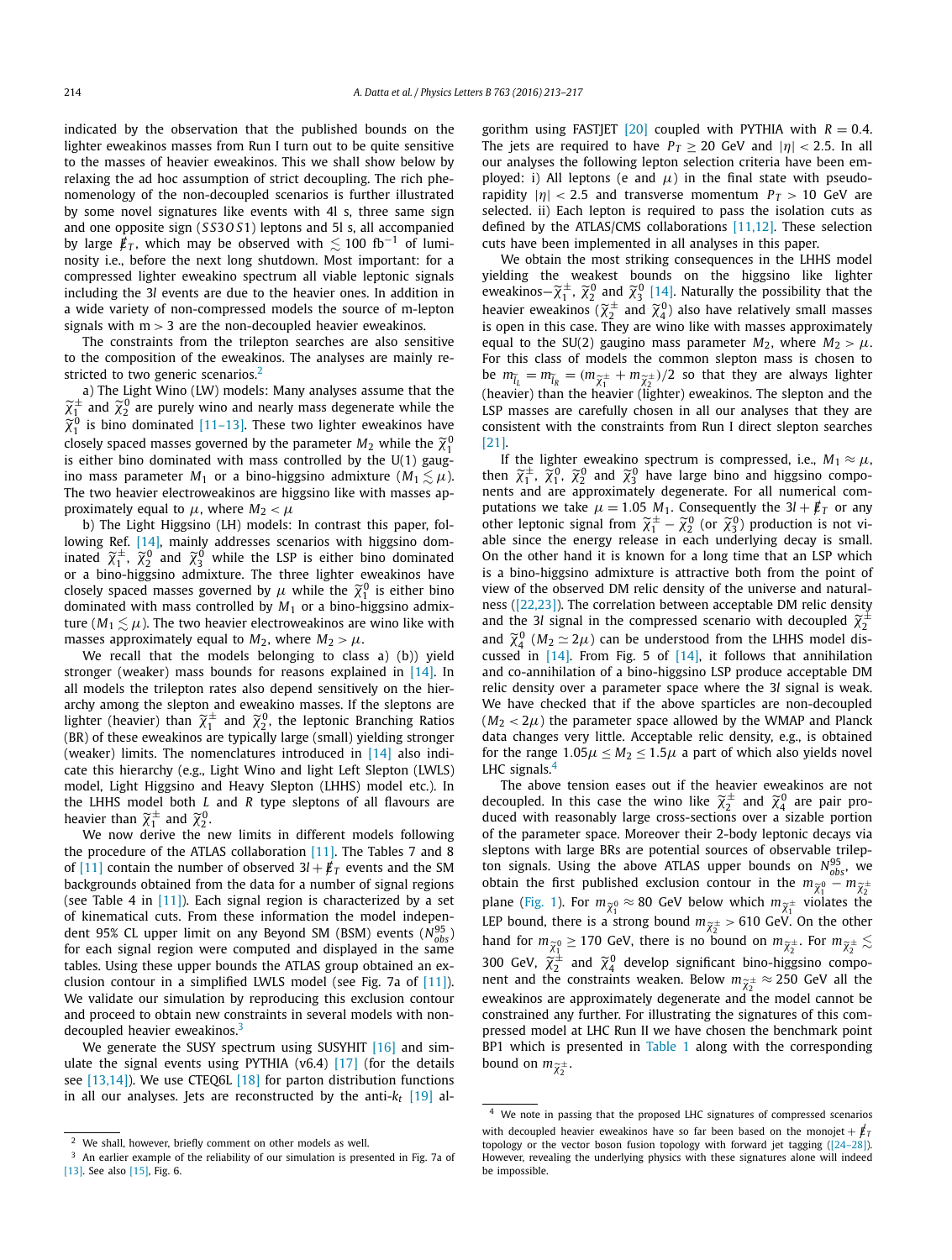indicated by the observation that the published bounds on the lighter eweakinos masses from Run I turn out to be quite sensitive to the masses of heavier eweakinos. This we shall show below by relaxing the ad hoc assumption of strict decoupling. The rich phenomenology of the non-decoupled scenarios is further illustrated by some novel signatures like events with 4l s, three same sign and one opposite sign ($SS3OS1$) leptons and 5l s, all accompanied by large $\not{E}_T$, which may be observed with $\lesssim 100$ fb$^{-1}$ of luminosity i.e., before the next long shutdown. Most important: for a compressed lighter eweakino spectrum all viable leptonic signals including the 3$l$ events are due to the heavier ones. In addition in a wide variety of non-compressed models the source of m-lepton signals with m > 3 are the non-decoupled heavier eweakinos.

The constraints from the trilepton searches are also sensitive to the composition of the eweakinos. The analyses are mainly restricted to two generic scenarios.[2]

a) The Light Wino (LW) models: Many analyses assume that the $\widetilde{\chi}_1^{\pm}$ and $\widetilde{\chi}_2^0$ are purely wino and nearly mass degenerate while the $\widetilde{\chi}_1^0$ is bino dominated [11–13]. These two lighter eweakinos have closely spaced masses governed by the parameter $M_2$ while the $\widetilde{\chi}_1^0$ is either bino dominated with mass controlled by the U(1) gaugino mass parameter $M_1$ or a bino-higgsino admixture ($M_1 \lesssim \mu$). The two heavier electroweakinos are higgsino like with masses approximately equal to $\mu$, where $M_2 < \mu$

b) The Light Higgsino (LH) models: In contrast this paper, following Ref. [14], mainly addresses scenarios with higgsino dominated $\widetilde{\chi}_1^{\pm}$, $\widetilde{\chi}_2^0$ and $\widetilde{\chi}_3^0$ while the LSP is either bino dominated or a bino-higgsino admixture. The three lighter eweakinos have closely spaced masses governed by $\mu$ while the $\widetilde{\chi}_1^0$ is either bino dominated with mass controlled by $M_1$ or a bino-higgsino admixture ($M_1 \lesssim \mu$). The two heavier electroweakinos are wino like with masses approximately equal to $M_2$, where $M_2 > \mu$.

We recall that the models belonging to class a) (b)) yield stronger (weaker) mass bounds for reasons explained in [14]. In all models the trilepton rates also depend sensitively on the hierarchy among the slepton and eweakino masses. If the sleptons are lighter (heavier) than $\widetilde{\chi}_1^{\pm}$ and $\widetilde{\chi}_2^0$, the leptonic Branching Ratios (BR) of these eweakinos are typically large (small) yielding stronger (weaker) limits. The nomenclatures introduced in [14] also indicate this hierarchy (e.g., Light Wino and light Left Slepton (LWLS) model, Light Higgsino and Heavy Slepton (LHHS) model etc.). In the LHHS model both $L$ and $R$ type sleptons of all flavours are heavier than $\widetilde{\chi}_1^{\pm}$ and $\widetilde{\chi}_2^0$.

We now derive the new limits in different models following the procedure of the ATLAS collaboration [11]. The Tables 7 and 8 of [11] contain the number of observed $3l + \not{E}_T$ events and the SM backgrounds obtained from the data for a number of signal regions (see Table 4 in [11]). Each signal region is characterized by a set of kinematical cuts. From these information the model independent 95% CL upper limit on any Beyond SM (BSM) events ($N^{95}_{obs}$) for each signal region were computed and displayed in the same tables. Using these upper bounds the ATLAS group obtained an exclusion contour in a simplified LWLS model (see Fig. 7a of [11]). We validate our simulation by reproducing this exclusion contour and proceed to obtain new constraints in several models with non-decoupled heavier eweakinos.[3]

We generate the SUSY spectrum using SUSYHIT [16] and simulate the signal events using PYTHIA (v6.4) [17] (for the details see [13,14]). We use CTEQ6L [18] for parton distribution functions in all our analyses. Jets are reconstructed by the anti-$k_t$ [19] algorithm using FASTJET [20] coupled with PYTHIA with $R = 0.4$. The jets are required to have $P_T \geq 20$ GeV and $|\eta| < 2.5$. In all our analyses the following lepton selection criteria have been employed: i) All leptons (e and $\mu$) in the final state with pseudorapidity $|\eta| < 2.5$ and transverse momentum $P_T > 10$ GeV are selected. ii) Each lepton is required to pass the isolation cuts as defined by the ATLAS/CMS collaborations [11,12]. These selection cuts have been implemented in all analyses in this paper.

We obtain the most striking consequences in the LHHS model yielding the weakest bounds on the higgsino like lighter eweakinos–$\widetilde{\chi}_1^{\pm}$, $\widetilde{\chi}_2^0$ and $\widetilde{\chi}_3^0$ [14]. Naturally the possibility that the heavier eweakinos ($\widetilde{\chi}_2^{\pm}$ and $\widetilde{\chi}_4^0$) also have relatively small masses is open in this case. They are wino like with masses approximately equal to the SU(2) gaugino mass parameter $M_2$, where $M_2 > \mu$. For this class of models the common slepton mass is chosen to be $m_{\widetilde{l}_L} = m_{\widetilde{l}_R} = (m_{\widetilde{\chi}_1^{\pm}} + m_{\widetilde{\chi}_2^{\pm}})/2$ so that they are always lighter (heavier) than the heavier (lighter) eweakinos. The slepton and the LSP masses are carefully chosen in all our analyses that they are consistent with the constraints from Run I direct slepton searches [21].

If the lighter eweakino spectrum is compressed, i.e., $M_1 \approx \mu$, then $\widetilde{\chi}_1^{\pm}$, $\widetilde{\chi}_1^0$, $\widetilde{\chi}_2^0$ and $\widetilde{\chi}_3^0$ have large bino and higgsino components and are approximately degenerate. For all numerical computations we take $\mu = 1.05\ M_1$. Consequently the $3l + \not{E}_T$ or any other leptonic signal from $\widetilde{\chi}_1^{\pm} - \widetilde{\chi}_2^0$ (or $\widetilde{\chi}_3^0$) production is not viable since the energy release in each underlying decay is small. On the other hand it is known for a long time that an LSP which is a bino-higgsino admixture is attractive both from the point of view of the observed DM relic density of the universe and naturalness ([22,23]). The correlation between acceptable DM relic density and the 3$l$ signal in the compressed scenario with decoupled $\widetilde{\chi}_2^{\pm}$ and $\widetilde{\chi}_4^0$ ($M_2 \simeq 2\mu$) can be understood from the LHHS model discussed in [14]. From Fig. 5 of [14], it follows that annihilation and co-annihilation of a bino-higgsino LSP produce acceptable DM relic density over a parameter space where the 3$l$ signal is weak. We have checked that if the above sparticles are non-decoupled ($M_2 < 2\mu$) the parameter space allowed by the WMAP and Planck data changes very little. Acceptable relic density, e.g., is obtained for the range $1.05\mu \leq M_2 \leq 1.5\mu$ a part of which also yields novel LHC signals.[4]

The above tension eases out if the heavier eweakinos are not decoupled. In this case the wino like $\widetilde{\chi}_2^{\pm}$ and $\widetilde{\chi}_4^0$ are pair produced with reasonably large cross-sections over a sizable portion of the parameter space. Moreover their 2-body leptonic decays via sleptons with large BRs are potential sources of observable trilepton signals. Using the above ATLAS upper bounds on $N^{95}_{obs}$, we obtain the first published exclusion contour in the $m_{\widetilde{\chi}_1^0} - m_{\widetilde{\chi}_2^{\pm}}$ plane (Fig. 1). For $m_{\widetilde{\chi}_1^0} \approx 80$ GeV below which $m_{\widetilde{\chi}_1^{\pm}}$ violates the LEP bound, there is a strong bound $m_{\widetilde{\chi}_2^{\pm}} > 610$ GeV. On the other hand for $m_{\widetilde{\chi}_1^0} \geq 170$ GeV, there is no bound on $m_{\widetilde{\chi}_2^{\pm}}$. For $m_{\widetilde{\chi}_2^{\pm}} \lesssim 300$ GeV, $\widetilde{\chi}_2^{\pm}$ and $\widetilde{\chi}_4^0$ develop significant bino-higgsino component and the constraints weaken. Below $m_{\widetilde{\chi}_2^{\pm}} \approx 250$ GeV all the eweakinos are approximately degenerate and the model cannot be constrained any further. For illustrating the signatures of this compressed model at LHC Run II we have chosen the benchmark point BP1 which is presented in Table 1 along with the corresponding bound on $m_{\widetilde{\chi}_2^{\pm}}$.

---

[2] We shall, however, briefly comment on other models as well.

[3] An earlier example of the reliability of our simulation is presented in Fig. 7a of [13]. See also [15], Fig. 6.

[4] We note in passing that the proposed LHC signatures of compressed scenarios with decoupled heavier eweakinos have so far been based on the monojet + $\not{E}_T$ topology or the vector boson fusion topology with forward jet tagging ([24–28]). However, revealing the underlying physics with these signatures alone will indeed be impossible.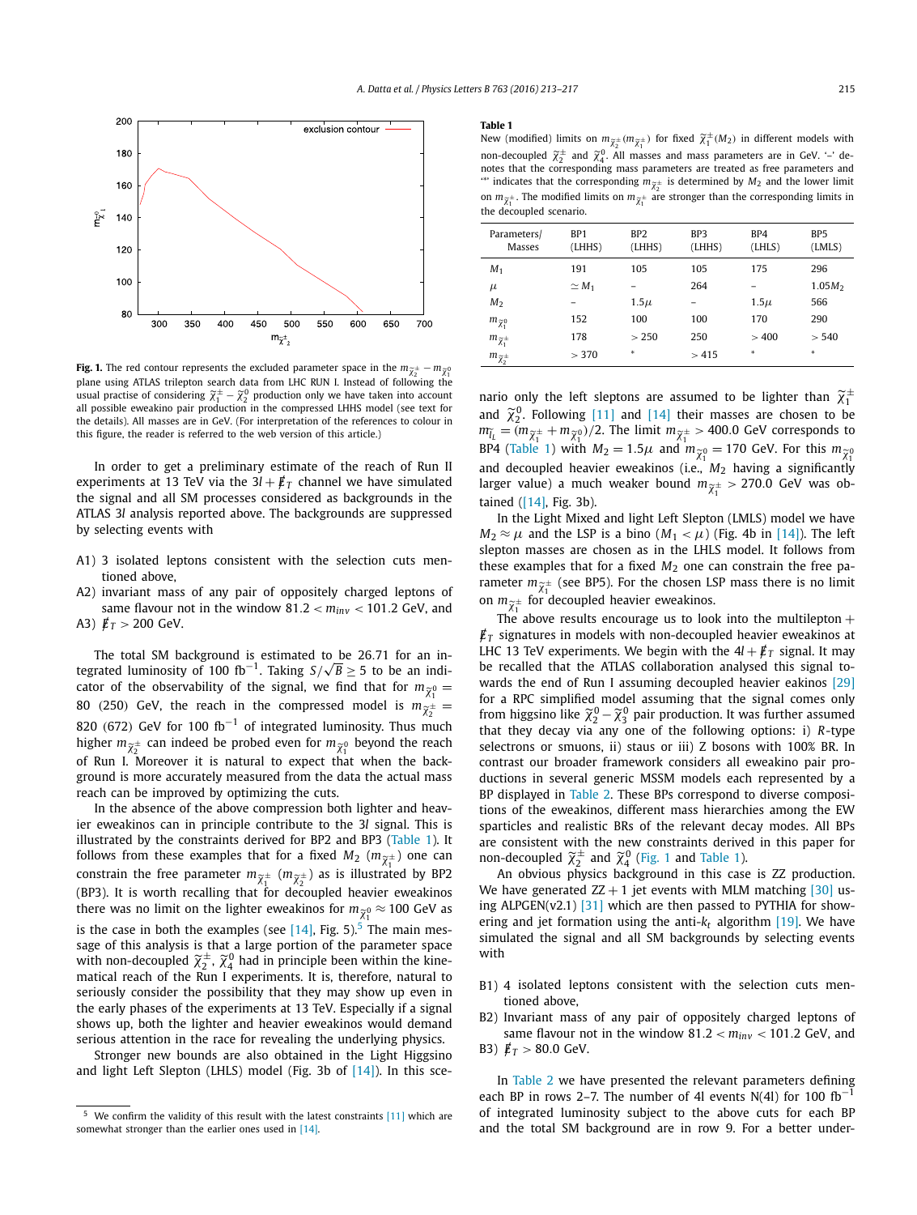**Fig. 1.** The red contour represents the excluded parameter space in the $m_{\tilde{\chi}_2^\pm} - m_{\tilde{\chi}_1^0}$ plane using ATLAS trilepton search data from LHC RUN I. Instead of following the usual practise of considering $\tilde{\chi}_1^\pm - \tilde{\chi}_2^0$ production only we have taken into account all possible eweakino pair production in the compressed LHHS model (see text for the details). All masses are in GeV. (For interpretation of the references to colour in this figure, the reader is referred to the web version of this article.)

In order to get a preliminary estimate of the reach of Run II experiments at 13 TeV via the $3l + \not{E}_T$ channel we have simulated the signal and all SM processes considered as backgrounds in the ATLAS $3l$ analysis reported above. The backgrounds are suppressed by selecting events with

A1) 3 isolated leptons consistent with the selection cuts mentioned above,
A2) invariant mass of any pair of oppositely charged leptons of same flavour not in the window $81.2 < m_{inv} < 101.2$ GeV, and
A3) $\not{E}_T > 200$ GeV.

The total SM background is estimated to be 26.71 for an integrated luminosity of 100 fb$^{-1}$. Taking $S/\sqrt{B} \geq 5$ to be an indicator of the observability of the signal, we find that for $m_{\tilde{\chi}_1^0} =$ 80 (250) GeV, the reach in the compressed model is $m_{\tilde{\chi}_2^\pm} =$ 820 (672) GeV for 100 fb$^{-1}$ of integrated luminosity. Thus much higher $m_{\tilde{\chi}_2^\pm}$ can indeed be probed even for $m_{\tilde{\chi}_1^0}$ beyond the reach of Run I. Moreover it is natural to expect that when the background is more accurately measured from the data the actual mass reach can be improved by optimizing the cuts.

In the absence of the above compression both lighter and heavier eweakinos can in principle contribute to the $3l$ signal. This is illustrated by the constraints derived for BP2 and BP3 (Table 1). It follows from these examples that for a fixed $M_2$ ($m_{\tilde{\chi}_1^\pm}$) one can constrain the free parameter $m_{\tilde{\chi}_1^\pm}$ ($m_{\tilde{\chi}_2^\pm}$) as is illustrated by BP2 (BP3). It is worth recalling that for decoupled heavier eweakinos there was no limit on the lighter eweakinos for $m_{\tilde{\chi}_1^0} \approx 100$ GeV as is the case in both the examples (see [14], Fig. 5).[5] The main message of this analysis is that a large portion of the parameter space with non-decoupled $\tilde{\chi}_2^\pm$, $\tilde{\chi}_4^0$ had in principle been within the kinematical reach of the Run I experiments. It is, therefore, natural to seriously consider the possibility that they may show up even in the early phases of the experiments at 13 TeV. Especially if a signal shows up, both the lighter and heavier eweakinos would demand serious attention in the race for revealing the underlying physics.

Stronger new bounds are also obtained in the Light Higgsino and light Left Slepton (LHLS) model (Fig. 3b of [14]). In this scenario only the left sleptons are assumed to be lighter than $\tilde{\chi}_1^\pm$ and $\tilde{\chi}_2^0$. Following [11] and [14] their masses are chosen to be $m_{\tilde{l}_L} = (m_{\tilde{\chi}_1^\pm} + m_{\tilde{\chi}_1^0})/2$. The limit $m_{\tilde{\chi}_1^\pm} > 400.0$ GeV corresponds to BP4 (Table 1) with $M_2 = 1.5\mu$ and $m_{\tilde{\chi}_1^0} = 170$ GeV. For this $m_{\tilde{\chi}_1^0}$ and decoupled heavier eweakinos (i.e., $M_2$ having a significantly larger value) a much weaker bound $m_{\tilde{\chi}_1^\pm} > 270.0$ GeV was obtained ([14], Fig. 3b).

**Table 1**
New (modified) limits on $m_{\tilde{\chi}_2^\pm}(m_{\tilde{\chi}_1^\pm})$ for fixed $\tilde{\chi}_1^\pm(M_2)$ in different models with non-decoupled $\tilde{\chi}_2^\pm$ and $\tilde{\chi}_4^0$. All masses and mass parameters are in GeV. '–' denotes that the corresponding mass parameters are treated as free parameters and '*' indicates that the corresponding $m_{\tilde{\chi}_2^\pm}$ is determined by $M_2$ and the lower limit on $m_{\tilde{\chi}_1^\pm}$. The modified limits on $m_{\tilde{\chi}_1^\pm}$ are stronger than the corresponding limits in the decoupled scenario.

| Parameters/ Masses | BP1 (LHHS) | BP2 (LHHS) | BP3 (LHHS) | BP4 (LHLS) | BP5 (LMLS) |
|---|---|---|---|---|---|
| $M_1$ | 191 | 105 | 105 | 175 | 296 |
| $\mu$ | $\simeq M_1$ | – | 264 | – | $1.05M_2$ |
| $M_2$ | – | $1.5\mu$ | – | $1.5\mu$ | 566 |
| $m_{\tilde{\chi}_1^0}$ | 152 | 100 | 100 | 170 | 290 |
| $m_{\tilde{\chi}_1^\pm}$ | 178 | > 250 | 250 | > 400 | > 540 |
| $m_{\tilde{\chi}_2^\pm}$ | > 370 | * | > 415 | * | * |

In the Light Mixed and light Left Slepton (LMLS) model we have $M_2 \approx \mu$ and the LSP is a bino ($M_1 < \mu$) (Fig. 4b in [14]). The left slepton masses are chosen as in the LHLS model. It follows from these examples that for a fixed $M_2$ one can constrain the free parameter $m_{\tilde{\chi}_1^\pm}$ (see BP5). For the chosen LSP mass there is no limit on $m_{\tilde{\chi}_1^\pm}$ for decoupled heavier eweakinos.

The above results encourage us to look into the multilepton + $\not{E}_T$ signatures in models with non-decoupled heavier eweakinos at LHC 13 TeV experiments. We begin with the $4l + \not{E}_T$ signal. It may be recalled that the ATLAS collaboration analysed this signal towards the end of Run I assuming decoupled heavier eakinos [29] for a RPC simplified model assuming that the signal comes only from higgsino like $\tilde{\chi}_2^0 - \tilde{\chi}_3^0$ pair production. It was further assumed that they decay via any one of the following options: i) $R$-type selectrons or smuons, ii) staus or iii) Z bosons with 100% BR. In contrast our broader framework considers all eweakino pair productions in several generic MSSM models each represented by a BP displayed in Table 2. These BPs correspond to diverse compositions of the eweakinos, different mass hierarchies among the EW sparticles and realistic BRs of the relevant decay modes. All BPs are consistent with the new constraints derived in this paper for non-decoupled $\tilde{\chi}_2^\pm$ and $\tilde{\chi}_4^0$ (Fig. 1 and Table 1).

An obvious physics background in this case is ZZ production. We have generated $ZZ + 1$ jet events with MLM matching [30] using ALPGEN(v2.1) [31] which are then passed to PYTHIA for showering and jet formation using the anti-$k_t$ algorithm [19]. We have simulated the signal and all SM backgrounds by selecting events with

B1) 4 isolated leptons consistent with the selection cuts mentioned above,
B2) Invariant mass of any pair of oppositely charged leptons of same flavour not in the window $81.2 < m_{inv} < 101.2$ GeV, and
B3) $\not{E}_T > 80.0$ GeV.

In Table 2 we have presented the relevant parameters defining each BP in rows 2–7. The number of 4l events N(4l) for 100 fb$^{-1}$ of integrated luminosity subject to the above cuts for each BP and the total SM background are in row 9. For a better under-

[5] We confirm the validity of this result with the latest constraints [11] which are somewhat stronger than the earlier ones used in [14].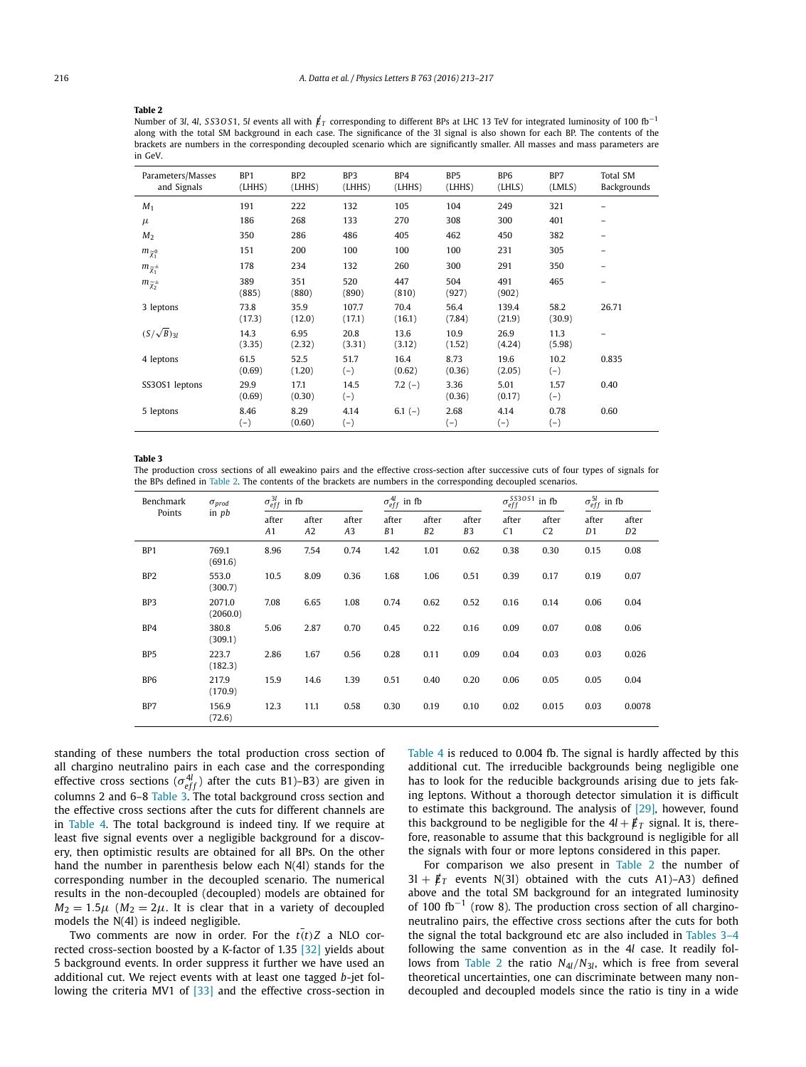**Table 2**
Number of 3*l*, 4*l*, *SS*3*OS*1, 5*l* events all with $\not{E}_T$ corresponding to different BPs at LHC 13 TeV for integrated luminosity of 100 fb$^{-1}$ along with the total SM background in each case. The significance of the 3l signal is also shown for each BP. The contents of the brackets are numbers in the corresponding decoupled scenario which are significantly smaller. All masses and mass parameters are in GeV.

| Parameters/Masses and Signals | BP1 (LHHS) | BP2 (LHHS) | BP3 (LHHS) | BP4 (LHHS) | BP5 (LHHS) | BP6 (LHLS) | BP7 (LMLS) | Total SM Backgrounds |
|---|---|---|---|---|---|---|---|---|
| $M_1$ | 191 | 222 | 132 | 105 | 104 | 249 | 321 | – |
| $\mu$ | 186 | 268 | 133 | 270 | 308 | 300 | 401 | – |
| $M_2$ | 350 | 286 | 486 | 405 | 462 | 450 | 382 | – |
| $m_{\tilde{\chi}_1^0}$ | 151 | 200 | 100 | 100 | 100 | 231 | 305 | – |
| $m_{\tilde{\chi}_1^\pm}$ | 178 | 234 | 132 | 260 | 300 | 291 | 350 | – |
| $m_{\tilde{\chi}_2^\pm}$ | 389 (885) | 351 (880) | 520 (890) | 447 (810) | 504 (927) | 491 (902) | 465 | – |
| 3 leptons | 73.8 (17.3) | 35.9 (12.0) | 107.7 (17.1) | 70.4 (16.1) | 56.4 (7.84) | 139.4 (21.9) | 58.2 (30.9) | 26.71 |
| $(S/\sqrt{B})_{3l}$ | 14.3 (3.35) | 6.95 (2.32) | 20.8 (3.31) | 13.6 (3.12) | 10.9 (1.52) | 26.9 (4.24) | 11.3 (5.98) | – |
| 4 leptons | 61.5 (0.69) | 52.5 (1.20) | 51.7 (–) | 16.4 (0.62) | 8.73 (0.36) | 19.6 (2.05) | 10.2 (–) | 0.835 |
| SS3OS1 leptons | 29.9 (0.69) | 17.1 (0.30) | 14.5 (–) | 7.2 (–) | 3.36 (0.36) | 5.01 (0.17) | 1.57 (–) | 0.40 |
| 5 leptons | 8.46 (–) | 8.29 (0.60) | 4.14 (–) | 6.1 (–) | 2.68 (–) | 4.14 (–) | 0.78 (–) | 0.60 |

**Table 3**
The production cross sections of all eweakino pairs and the effective cross-section after successive cuts of four types of signals for the BPs defined in Table 2. The contents of the brackets are numbers in the corresponding decoupled scenarios.

| Benchmark Points | $\sigma_{prod}$ in *pb* | $\sigma_{eff}^{3l}$ in fb | | | $\sigma_{eff}^{4l}$ in fb | | | $\sigma_{eff}^{SS3OS1}$ in fb | | $\sigma_{eff}^{5l}$ in fb | |
|---|---|---|---|---|---|---|---|---|---|---|---|
| | | after *A*1 | after *A*2 | after *A*3 | after *B*1 | after *B*2 | after *B*3 | after *C*1 | after *C*2 | after *D*1 | after *D*2 |
| BP1 | 769.1 (691.6) | 8.96 | 7.54 | 0.74 | 1.42 | 1.01 | 0.62 | 0.38 | 0.30 | 0.15 | 0.08 |
| BP2 | 553.0 (300.7) | 10.5 | 8.09 | 0.36 | 1.68 | 1.06 | 0.51 | 0.39 | 0.17 | 0.19 | 0.07 |
| BP3 | 2071.0 (2060.0) | 7.08 | 6.65 | 1.08 | 0.74 | 0.62 | 0.52 | 0.16 | 0.14 | 0.06 | 0.04 |
| BP4 | 380.8 (309.1) | 5.06 | 2.87 | 0.70 | 0.45 | 0.22 | 0.16 | 0.09 | 0.07 | 0.08 | 0.06 |
| BP5 | 223.7 (182.3) | 2.86 | 1.67 | 0.56 | 0.28 | 0.11 | 0.09 | 0.04 | 0.03 | 0.03 | 0.026 |
| BP6 | 217.9 (170.9) | 15.9 | 14.6 | 1.39 | 0.51 | 0.40 | 0.20 | 0.06 | 0.05 | 0.05 | 0.04 |
| BP7 | 156.9 (72.6) | 12.3 | 11.1 | 0.58 | 0.30 | 0.19 | 0.10 | 0.02 | 0.015 | 0.03 | 0.0078 |

standing of these numbers the total production cross section of all chargino neutralino pairs in each case and the corresponding effective cross sections ($\sigma_{eff}^{4l}$) after the cuts B1)–B3) are given in columns 2 and 6–8 Table 3. The total background cross section and the effective cross sections after the cuts for different channels are in Table 4. The total background is indeed tiny. If we require at least five signal events over a negligible background for a discovery, then optimistic results are obtained for all BPs. On the other hand the number in parenthesis below each N(4l) stands for the corresponding number in the decoupled scenario. The numerical results in the non-decoupled (decoupled) models are obtained for $M_2 = 1.5\mu$ ($M_2 = 2\mu$). It is clear that in a variety of decoupled models the N(4l) is indeed negligible.

Two comments are now in order. For the $t(\bar{t})Z$ a NLO corrected cross-section boosted by a K-factor of 1.35 [32] yields about 5 background events. In order suppress it further we have used an additional cut. We reject events with at least one tagged *b*-jet following the criteria MV1 of [33] and the effective cross-section in Table 4 is reduced to 0.004 fb. The signal is hardly affected by this additional cut. The irreducible backgrounds being negligible one has to look for the reducible backgrounds arising due to jets faking leptons. Without a thorough detector simulation it is difficult to estimate this background. The analysis of [29], however, found this background to be negligible for the $4l + \not{E}_T$ signal. It is, therefore, reasonable to assume that this background is negligible for all the signals with four or more leptons considered in this paper.

For comparison we also present in Table 2 the number of $3l + \not{E}_T$ events N(3l) obtained with the cuts A1)–A3) defined above and the total SM background for an integrated luminosity of 100 fb$^{-1}$ (row 8). The production cross section of all chargino-neutralino pairs, the effective cross sections after the cuts for both the signal the total background etc are also included in Tables 3–4 following the same convention as in the 4*l* case. It readily follows from Table 2 the ratio $N_{4l}/N_{3l}$, which is free from several theoretical uncertainties, one can discriminate between many non-decoupled and decoupled models since the ratio is tiny in a wide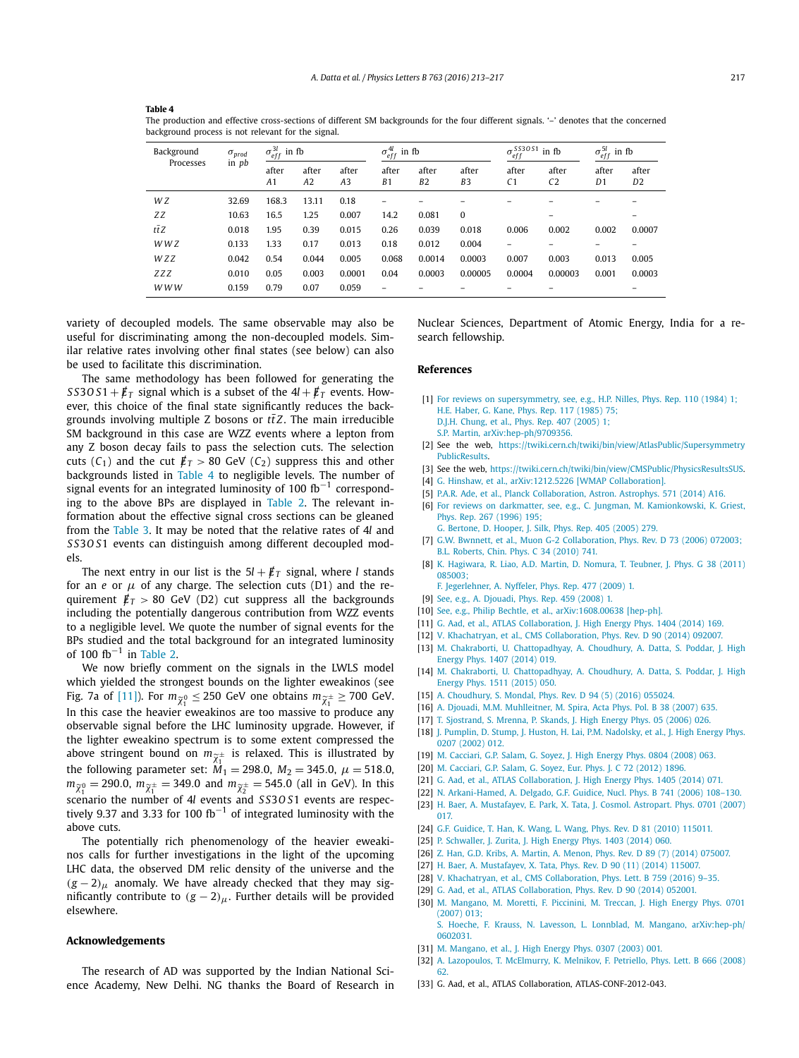**Table 4**
The production and effective cross-sections of different SM backgrounds for the four different signals. '–' denotes that the concerned background process is not relevant for the signal.

| Background Processes | $\sigma_{prod}$ in $pb$ | $\sigma_{eff}^{3l}$ in fb | | | $\sigma_{eff}^{4l}$ in fb | | | $\sigma_{eff}^{SS3OS1}$ in fb | | $\sigma_{eff}^{5l}$ in fb | |
|---|---|---|---|---|---|---|---|---|---|---|---|
| | | after $A1$ | after $A2$ | after $A3$ | after $B1$ | after $B2$ | after $B3$ | after $C1$ | after $C2$ | after $D1$ | after $D2$ |
| $WZ$ | 32.69 | 168.3 | 13.11 | 0.18 | – | – | – | – | – | – | – |
| $ZZ$ | 10.63 | 16.5 | 1.25 | 0.007 | 14.2 | 0.081 | 0 | | – | | – |
| $t\bar{t}Z$ | 0.018 | 1.95 | 0.39 | 0.015 | 0.26 | 0.039 | 0.018 | 0.006 | 0.002 | 0.002 | 0.0007 |
| $WWZ$ | 0.133 | 1.33 | 0.17 | 0.013 | 0.18 | 0.012 | 0.004 | – | – | – | – |
| $WZZ$ | 0.042 | 0.54 | 0.044 | 0.005 | 0.068 | 0.0014 | 0.0003 | 0.007 | 0.003 | 0.013 | 0.005 |
| $ZZZ$ | 0.010 | 0.05 | 0.003 | 0.0001 | 0.04 | 0.0003 | 0.00005 | 0.0004 | 0.00003 | 0.001 | 0.0003 |
| $WWW$ | 0.159 | 0.79 | 0.07 | 0.059 | – | – | – | – | – | | – |

variety of decoupled models. The same observable may also be useful for discriminating among the non-decoupled models. Similar relative rates involving other final states (see below) can also be used to facilitate this discrimination.

The same methodology has been followed for generating the $SS3OS1 + \not{E}_T$ signal which is a subset of the $4l + \not{E}_T$ events. However, this choice of the final state significantly reduces the backgrounds involving multiple Z bosons or $t\bar{t}Z$. The main irreducible SM background in this case are WZZ events where a lepton from any Z boson decay fails to pass the selection cuts. The selection cuts ($C_1$) and the cut $\not{E}_T > 80$ GeV ($C_2$) suppress this and other backgrounds listed in Table 4 to negligible levels. The number of signal events for an integrated luminosity of 100 fb$^{-1}$ corresponding to the above BPs are displayed in Table 2. The relevant information about the effective signal cross sections can be gleaned from the Table 3. It may be noted that the relative rates of $4l$ and $SS3OS1$ events can distinguish among different decoupled models.

The next entry in our list is the $5l + \not{E}_T$ signal, where $l$ stands for an $e$ or $\mu$ of any charge. The selection cuts (D1) and the requirement $\not{E}_T > 80$ GeV (D2) cut suppress all the backgrounds including the potentially dangerous contribution from WZZ events to a negligible level. We quote the number of signal events for the BPs studied and the total background for an integrated luminosity of 100 fb$^{-1}$ in Table 2.

We now briefly comment on the signals in the LWLS model which yielded the strongest bounds on the lighter eweakinos (see Fig. 7a of [11]). For $m_{\tilde{\chi}_1^0} \leq 250$ GeV one obtains $m_{\tilde{\chi}_1^\pm} \geq 700$ GeV. In this case the heavier eweakinos are too massive to produce any observable signal before the LHC luminosity upgrade. However, if the lighter eweakino spectrum is to some extent compressed the above stringent bound on $m_{\tilde{\chi}_1^\pm}$ is relaxed. This is illustrated by the following parameter set: $M_1 = 298.0$, $M_2 = 345.0$, $\mu = 518.0$, $m_{\tilde{\chi}_1^0} = 290.0$, $m_{\tilde{\chi}_1^\pm} = 349.0$ and $m_{\tilde{\chi}_2^\pm} = 545.0$ (all in GeV). In this scenario the number of $4l$ events and $SS3OS1$ events are respectively 9.37 and 3.33 for 100 fb$^{-1}$ of integrated luminosity with the above cuts.

The potentially rich phenomenology of the heavier eweakinos calls for further investigations in the light of the upcoming LHC data, the observed DM relic density of the universe and the $(g-2)_\mu$ anomaly. We have already checked that they may significantly contribute to $(g-2)_\mu$. Further details will be provided elsewhere.

## Acknowledgements

The research of AD was supported by the Indian National Science Academy, New Delhi. NG thanks the Board of Research in Nuclear Sciences, Department of Atomic Energy, India for a research fellowship.

## References

[1] For reviews on supersymmetry, see, e.g., H.P. Nilles, Phys. Rep. 110 (1984) 1; H.E. Haber, G. Kane, Phys. Rep. 117 (1985) 75; D.J.H. Chung, et al., Phys. Rep. 407 (2005) 1; S.P. Martin, arXiv:hep-ph/9709356.

[2] See the web, https://twiki.cern.ch/twiki/bin/view/AtlasPublic/SupersymmetryPublicResults.

[3] See the web, https://twiki.cern.ch/twiki/bin/view/CMSPublic/PhysicsResultsSUS.

[4] G. Hinshaw, et al., arXiv:1212.5226 [WMAP Collaboration].

[5] P.A.R. Ade, et al., Planck Collaboration, Astron. Astrophys. 571 (2014) A16.

[6] For reviews on darkmatter, see, e.g., C. Jungman, M. Kamionkowski, K. Griest, Phys. Rep. 267 (1996) 195; G. Bertone, D. Hooper, J. Silk, Phys. Rep. 405 (2005) 279.

[7] G.W. Bwnnett, et al., Muon G-2 Collaboration, Phys. Rev. D 73 (2006) 072003; B.L. Roberts, Chin. Phys. C 34 (2010) 741.

[8] K. Hagiwara, R. Liao, A.D. Martin, D. Nomura, T. Teubner, J. Phys. G 38 (2011) 085003; F. Jegerlehner, A. Nyffeler, Phys. Rep. 477 (2009) 1.

[9] See, e.g., A. Djouadi, Phys. Rep. 459 (2008) 1.

[10] See, e.g., Philip Bechtle, et al., arXiv:1608.00638 [hep-ph].

[11] G. Aad, et al., ATLAS Collaboration, J. High Energy Phys. 1404 (2014) 169.

[12] V. Khachatryan, et al., CMS Collaboration, Phys. Rev. D 90 (2014) 092007.

[13] M. Chakraborti, U. Chattopadhyay, A. Choudhury, A. Datta, S. Poddar, J. High Energy Phys. 1407 (2014) 019.

[14] M. Chakraborti, U. Chattopadhyay, A. Choudhury, A. Datta, S. Poddar, J. High Energy Phys. 1511 (2015) 050.

[15] A. Choudhury, S. Mondal, Phys. Rev. D 94 (5) (2016) 055024.

[16] A. Djouadi, M.M. Muhlleitner, M. Spira, Acta Phys. Pol. B 38 (2007) 635.

[17] T. Sjostrand, S. Mrenna, P. Skands, J. High Energy Phys. 05 (2006) 026.

[18] J. Pumplin, D. Stump, J. Huston, H. Lai, P.M. Nadolsky, et al., J. High Energy Phys. 0207 (2002) 012.

[19] M. Cacciari, G.P. Salam, G. Soyez, J. High Energy Phys. 0804 (2008) 063.

[20] M. Cacciari, G.P. Salam, G. Soyez, Eur. Phys. J. C 72 (2012) 1896.

[21] G. Aad, et al., ATLAS Collaboration, J. High Energy Phys. 1405 (2014) 071.

[22] N. Arkani-Hamed, A. Delgado, G.F. Guidice, Nucl. Phys. B 741 (2006) 108–130.

[23] H. Baer, A. Mustafayev, E. Park, X. Tata, J. Cosmol. Astropart. Phys. 0701 (2007) 017.

[24] G.F. Guidice, T. Han, K. Wang, L. Wang, Phys. Rev. D 81 (2010) 115011.

[25] P. Schwaller, J. Zurita, J. High Energy Phys. 1403 (2014) 060.

[26] Z. Han, G.D. Kribs, A. Martin, A. Menon, Phys. Rev. D 89 (7) (2014) 075007.

[27] H. Baer, A. Mustafayev, X. Tata, Phys. Rev. D 90 (11) (2014) 115007.

[28] V. Khachatryan, et al., CMS Collaboration, Phys. Lett. B 759 (2016) 9–35.

[29] G. Aad, et al., ATLAS Collaboration, Phys. Rev. D 90 (2014) 052001.

[30] M. Mangano, M. Moretti, F. Piccinini, M. Treccan, J. High Energy Phys. 0701 (2007) 013; S. Hoeche, F. Krauss, N. Lavesson, L. Lonnblad, M. Mangano, arXiv:hep-ph/0602031.

[31] M. Mangano, et al., J. High Energy Phys. 0307 (2003) 001.

[32] A. Lazopoulos, T. McElmurry, K. Melnikov, F. Petriello, Phys. Lett. B 666 (2008) 62.

[33] G. Aad, et al., ATLAS Collaboration, ATLAS-CONF-2012-043.